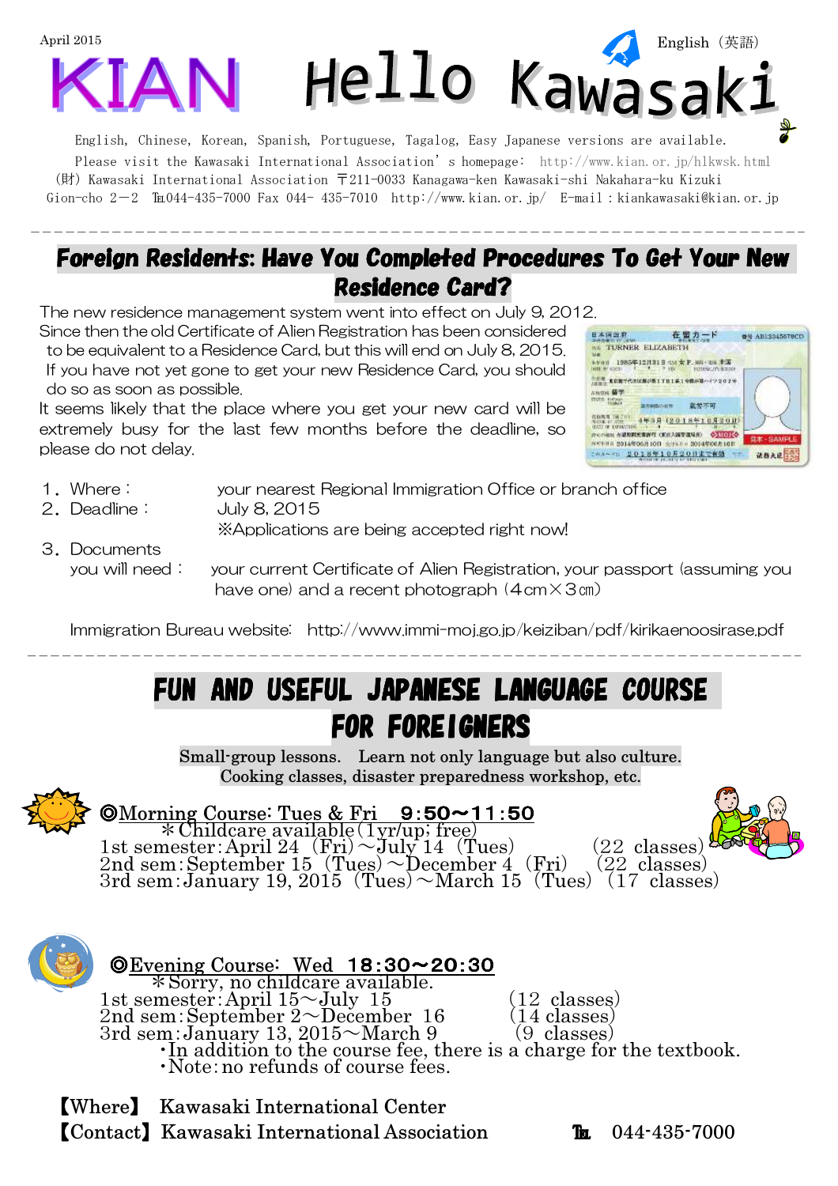April 2015

English（英語）

# KIAN Hello Kawasaki

English, Chinese, Korean, Spanish, Portuguese, Tagalog, Easy Japanese versions are available.
Please visit the Kawasaki International Association' s homepage: http://www.kian.or.jp/hlkwsk.html
(財) Kawasaki International Association 〒211-0033 Kanagawa-ken Kawasaki-shi Nakahara-ku Kizuki Gion-cho 2－2 ℡044-435-7000 Fax 044- 435-7010 http://www.kian.or.jp/ E-mail：kiankawasaki@kian.or.jp

---

## Foreign Residents: Have You Completed Procedures To Get Your New Residence Card?

The new residence management system went into effect on July 9, 2012.
Since then the old Certificate of Alien Registration has been considered to be equivalent to a Residence Card, but this will end on July 8, 2015. If you have not yet gone to get your new Residence Card, you should do so as soon as possible.
It seems likely that the place where you get your new card will be extremely busy for the last few months before the deadline, so please do not delay.

1. Where： your nearest Regional Immigration Office or branch office
2. Deadline： July 8, 2015
   ※Applications are being accepted right now!
3. Documents you will need： your current Certificate of Alien Registration, your passport (assuming you have one) and a recent photograph (4㎝×3㎝)

Immigration Bureau website: http://www.immi-moj.go.jp/keiziban/pdf/kirikaenoosirase.pdf

---

## FUN AND USEFUL JAPANESE LANGUAGE COURSE FOR FOREIGNERS

**Small-group lessons. Learn not only language but also culture.**
**Cooking classes, disaster preparedness workshop, etc.**

◎Morning Course: Tues & Fri 9:50～11:50
＊Childcare available (1yr/up; free)
1st semester: April 24 (Fri)～July 14 (Tues) (22 classes)
2nd sem: September 15 (Tues)～December 4 (Fri) (22 classes)
3rd sem: January 19, 2015 (Tues)～March 15 (Tues) (17 classes)

◎Evening Course: Wed 18:30～20:30
＊Sorry, no childcare available.
1st semester: April 15～July 15 (12 classes)
2nd sem: September 2～December 16 (14 classes)
3rd sem: January 13, 2015～March 9 (9 classes)
・In addition to the course fee, there is a charge for the textbook.
・Note: no refunds of course fees.

【Where】 Kawasaki International Center
【Contact】 Kawasaki International Association ℡ 044-435-7000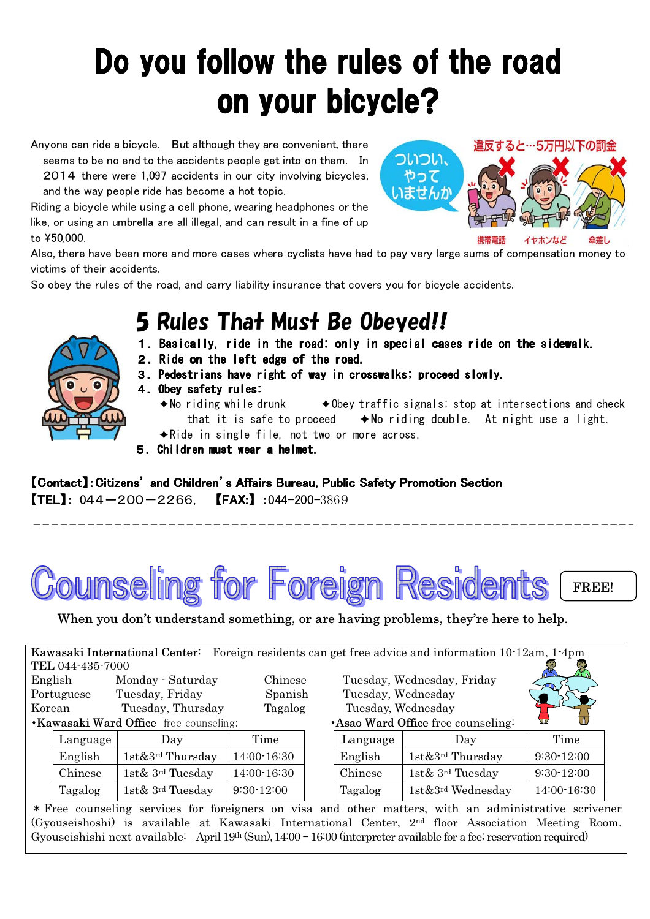# Do you follow the rules of the road on your bicycle?

Anyone can ride a bicycle. But although they are convenient, there seems to be no end to the accidents people get into on them. In 2014 there were 1,097 accidents in our city involving bicycles, and the way people ride has become a hot topic.

Riding a bicycle while using a cell phone, wearing headphones or the like, or using an umbrella are all illegal, and can result in a fine of up to ¥50,000.

違反すると…5万円以下の罰金

ついつい、やってませんか

携帯電話　イヤホンなど　傘差し

Also, there have been more and more cases where cyclists have had to pay very large sums of compensation money to victims of their accidents.

So obey the rules of the road, and carry liability insurance that covers you for bicycle accidents.

## 5 Rules That Must Be Obeyed!!

1. **Basically, ride in the road; only in special cases ride on the sidewalk.**
2. **Ride on the left edge of the road.**
3. **Pedestrians have right of way in crosswalks; proceed slowly.**
4. **Obey safety rules:**
   - ✦No riding while drunk
   - ✦Obey traffic signals; stop at intersections and check that it is safe to proceed
   - ✦No riding double. At night use a light.
   - ✦Ride in single file, not two or more across.
5. **Children must wear a helmet.**

**【Contact】: Citizens' and Children's Affairs Bureau, Public Safety Promotion Section**
**【TEL】**: 044－200－2266, **【FAX:】**: 044-200-3869

---

# Counseling for Foreign Residents

**FREE!**

When you don't understand something, or are having problems, they're here to help.

**Kawasaki International Center:** Foreign residents can get free advice and information 10-12am, 1-4pm
TEL 044-435-7000

| | | | |
|---|---|---|---|
| English | Monday - Saturday | Chinese | Tuesday, Wednesday, Friday |
| Portuguese | Tuesday, Friday | Spanish | Tuesday, Wednesday |
| Korean | Tuesday, Thursday | Tagalog | Tuesday, Wednesday |

**・Kawasaki Ward Office** free counseling:

| Language | Day | Time |
|---|---|---|
| English | 1st&3rd Thursday | 14:00-16:30 |
| Chinese | 1st& 3rd Tuesday | 14:00-16:30 |
| Tagalog | 1st& 3rd Tuesday | 9:30-12:00 |

**・Asao Ward Office** free counseling:

| Language | Day | Time |
|---|---|---|
| English | 1st&3rd Thursday | 9:30-12:00 |
| Chinese | 1st& 3rd Tuesday | 9:30-12:00 |
| Tagalog | 1st&3rd Wednesday | 14:00-16:30 |

＊Free counseling services for foreigners on visa and other matters, with an administrative scrivener (Gyouseishoshi) is available at Kawasaki International Center, 2nd floor Association Meeting Room. Gyouseishishi next available: April 19th (Sun), 14:00 – 16:00 (interpreter available for a fee; reservation required)